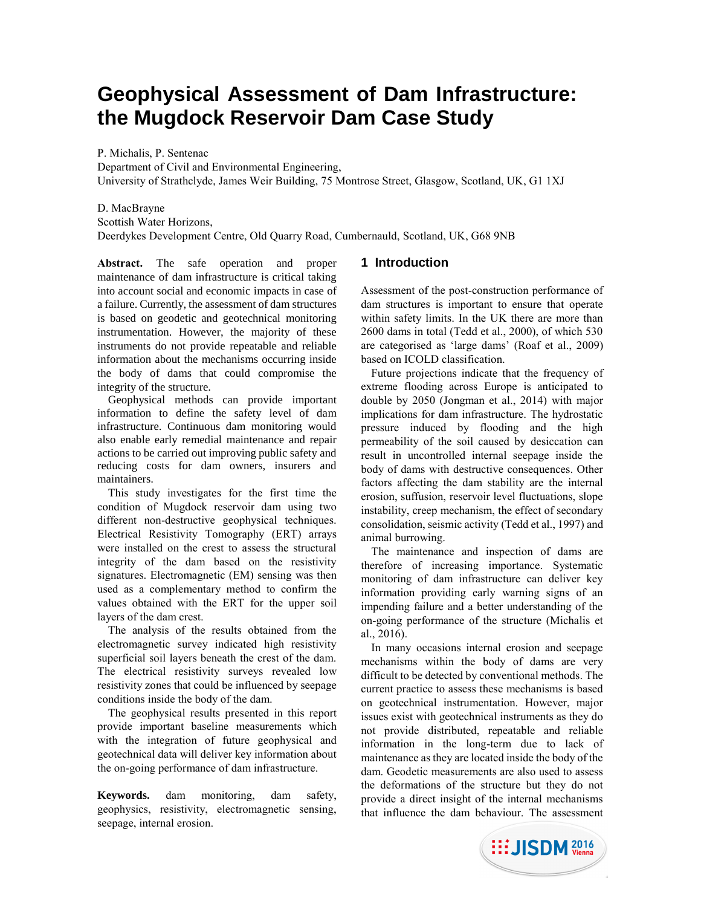# Geophysical Assessment of Dam Infrastructure: the Mugdock Reservoir Dam Case Study

P. Michalis, P. Sentenac
Department of Civil and Environmental Engineering,
University of Strathclyde, James Weir Building, 75 Montrose Street, Glasgow, Scotland, UK, G1 1XJ

D. MacBrayne
Scottish Water Horizons,
Deerdykes Development Centre, Old Quarry Road, Cumbernauld, Scotland, UK, G68 9NB

**Abstract.** The safe operation and proper maintenance of dam infrastructure is critical taking into account social and economic impacts in case of a failure. Currently, the assessment of dam structures is based on geodetic and geotechnical monitoring instrumentation. However, the majority of these instruments do not provide repeatable and reliable information about the mechanisms occurring inside the body of dams that could compromise the integrity of the structure.

Geophysical methods can provide important information to define the safety level of dam infrastructure. Continuous dam monitoring would also enable early remedial maintenance and repair actions to be carried out improving public safety and reducing costs for dam owners, insurers and maintainers.

This study investigates for the first time the condition of Mugdock reservoir dam using two different non-destructive geophysical techniques. Electrical Resistivity Tomography (ERT) arrays were installed on the crest to assess the structural integrity of the dam based on the resistivity signatures. Electromagnetic (EM) sensing was then used as a complementary method to confirm the values obtained with the ERT for the upper soil layers of the dam crest.

The analysis of the results obtained from the electromagnetic survey indicated high resistivity superficial soil layers beneath the crest of the dam. The electrical resistivity surveys revealed low resistivity zones that could be influenced by seepage conditions inside the body of the dam.

The geophysical results presented in this report provide important baseline measurements which with the integration of future geophysical and geotechnical data will deliver key information about the on-going performance of dam infrastructure.

**Keywords.** dam monitoring, dam safety, geophysics, resistivity, electromagnetic sensing, seepage, internal erosion.

## 1 Introduction

Assessment of the post-construction performance of dam structures is important to ensure that operate within safety limits. In the UK there are more than 2600 dams in total (Tedd et al., 2000), of which 530 are categorised as 'large dams' (Roaf et al., 2009) based on ICOLD classification.

Future projections indicate that the frequency of extreme flooding across Europe is anticipated to double by 2050 (Jongman et al., 2014) with major implications for dam infrastructure. The hydrostatic pressure induced by flooding and the high permeability of the soil caused by desiccation can result in uncontrolled internal seepage inside the body of dams with destructive consequences. Other factors affecting the dam stability are the internal erosion, suffusion, reservoir level fluctuations, slope instability, creep mechanism, the effect of secondary consolidation, seismic activity (Tedd et al., 1997) and animal burrowing.

The maintenance and inspection of dams are therefore of increasing importance. Systematic monitoring of dam infrastructure can deliver key information providing early warning signs of an impending failure and a better understanding of the on-going performance of the structure (Michalis et al., 2016).

In many occasions internal erosion and seepage mechanisms within the body of dams are very difficult to be detected by conventional methods. The current practice to assess these mechanisms is based on geotechnical instrumentation. However, major issues exist with geotechnical instruments as they do not provide distributed, repeatable and reliable information in the long-term due to lack of maintenance as they are located inside the body of the dam. Geodetic measurements are also used to assess the deformations of the structure but they do not provide a direct insight of the internal mechanisms that influence the dam behaviour. The assessment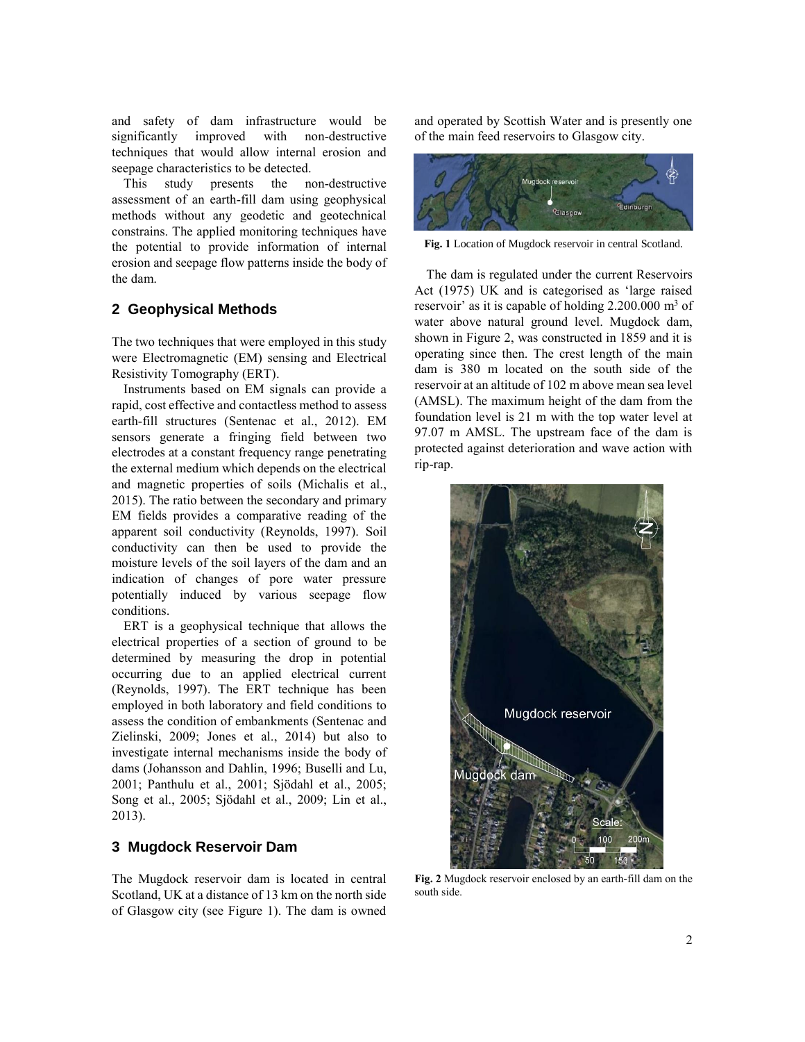and safety of dam infrastructure would be significantly improved with non-destructive techniques that would allow internal erosion and seepage characteristics to be detected.

This study presents the non-destructive assessment of an earth-fill dam using geophysical methods without any geodetic and geotechnical constrains. The applied monitoring techniques have the potential to provide information of internal erosion and seepage flow patterns inside the body of the dam.

## 2 Geophysical Methods

The two techniques that were employed in this study were Electromagnetic (EM) sensing and Electrical Resistivity Tomography (ERT).

Instruments based on EM signals can provide a rapid, cost effective and contactless method to assess earth-fill structures (Sentenac et al., 2012). EM sensors generate a fringing field between two electrodes at a constant frequency range penetrating the external medium which depends on the electrical and magnetic properties of soils (Michalis et al., 2015). The ratio between the secondary and primary EM fields provides a comparative reading of the apparent soil conductivity (Reynolds, 1997). Soil conductivity can then be used to provide the moisture levels of the soil layers of the dam and an indication of changes of pore water pressure potentially induced by various seepage flow conditions.

ERT is a geophysical technique that allows the electrical properties of a section of ground to be determined by measuring the drop in potential occurring due to an applied electrical current (Reynolds, 1997). The ERT technique has been employed in both laboratory and field conditions to assess the condition of embankments (Sentenac and Zielinski, 2009; Jones et al., 2014) but also to investigate internal mechanisms inside the body of dams (Johansson and Dahlin, 1996; Buselli and Lu, 2001; Panthulu et al., 2001; Sjödahl et al., 2005; Song et al., 2005; Sjödahl et al., 2009; Lin et al., 2013).

## 3 Mugdock Reservoir Dam

The Mugdock reservoir dam is located in central Scotland, UK at a distance of 13 km on the north side of Glasgow city (see Figure 1). The dam is owned and operated by Scottish Water and is presently one of the main feed reservoirs to Glasgow city.

**Fig. 1** Location of Mugdock reservoir in central Scotland.

The dam is regulated under the current Reservoirs Act (1975) UK and is categorised as 'large raised reservoir' as it is capable of holding 2.200.000 m$^3$ of water above natural ground level. Mugdock dam, shown in Figure 2, was constructed in 1859 and it is operating since then. The crest length of the main dam is 380 m located on the south side of the reservoir at an altitude of 102 m above mean sea level (AMSL). The maximum height of the dam from the foundation level is 21 m with the top water level at 97.07 m AMSL. The upstream face of the dam is protected against deterioration and wave action with rip-rap.

**Fig. 2** Mugdock reservoir enclosed by an earth-fill dam on the south side.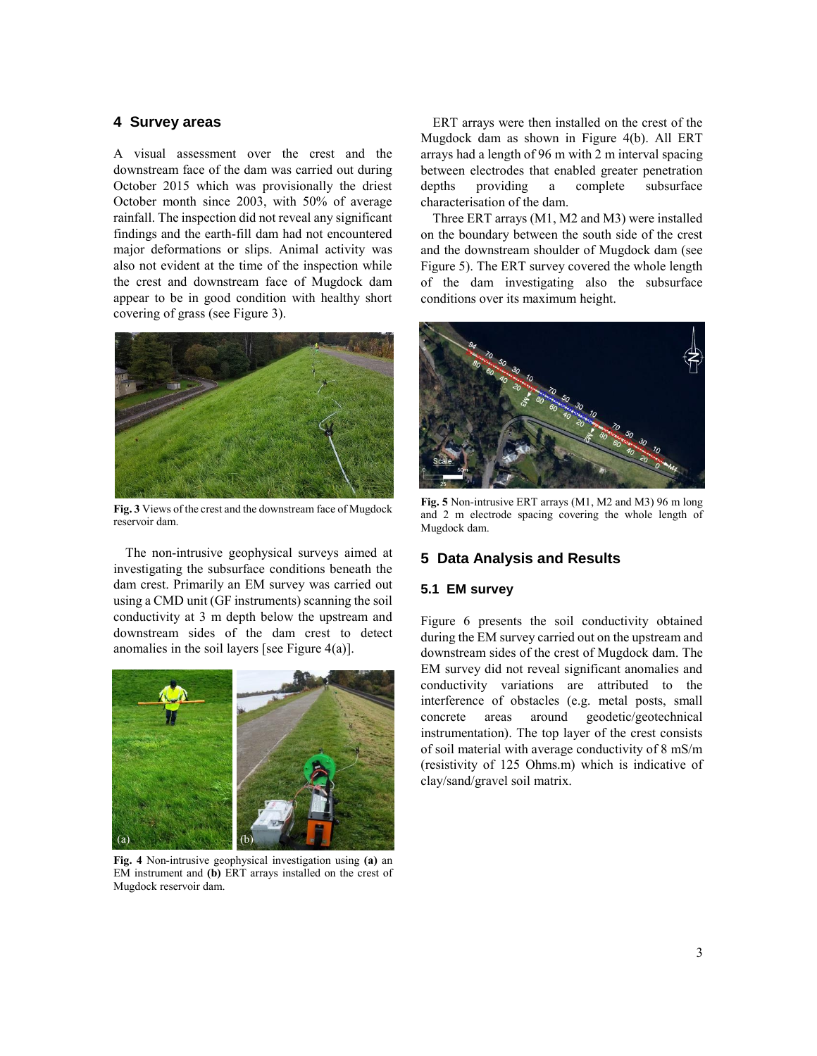## 4 Survey areas

A visual assessment over the crest and the downstream face of the dam was carried out during October 2015 which was provisionally the driest October month since 2003, with 50% of average rainfall. The inspection did not reveal any significant findings and the earth-fill dam had not encountered major deformations or slips. Animal activity was also not evident at the time of the inspection while the crest and downstream face of Mugdock dam appear to be in good condition with healthy short covering of grass (see Figure 3).

**Fig. 3** Views of the crest and the downstream face of Mugdock reservoir dam.

The non-intrusive geophysical surveys aimed at investigating the subsurface conditions beneath the dam crest. Primarily an EM survey was carried out using a CMD unit (GF instruments) scanning the soil conductivity at 3 m depth below the upstream and downstream sides of the dam crest to detect anomalies in the soil layers [see Figure 4(a)].

**Fig. 4** Non-intrusive geophysical investigation using **(a)** an EM instrument and **(b)** ERT arrays installed on the crest of Mugdock reservoir dam.

ERT arrays were then installed on the crest of the Mugdock dam as shown in Figure 4(b). All ERT arrays had a length of 96 m with 2 m interval spacing between electrodes that enabled greater penetration depths providing a complete subsurface characterisation of the dam.

Three ERT arrays (M1, M2 and M3) were installed on the boundary between the south side of the crest and the downstream shoulder of Mugdock dam (see Figure 5). The ERT survey covered the whole length of the dam investigating also the subsurface conditions over its maximum height.

**Fig. 5** Non-intrusive ERT arrays (M1, M2 and M3) 96 m long and 2 m electrode spacing covering the whole length of Mugdock dam.

## 5 Data Analysis and Results

### 5.1 EM survey

Figure 6 presents the soil conductivity obtained during the EM survey carried out on the upstream and downstream sides of the crest of Mugdock dam. The EM survey did not reveal significant anomalies and conductivity variations are attributed to the interference of obstacles (e.g. metal posts, small concrete areas around geodetic/geotechnical instrumentation). The top layer of the crest consists of soil material with average conductivity of 8 mS/m (resistivity of 125 Ohms.m) which is indicative of clay/sand/gravel soil matrix.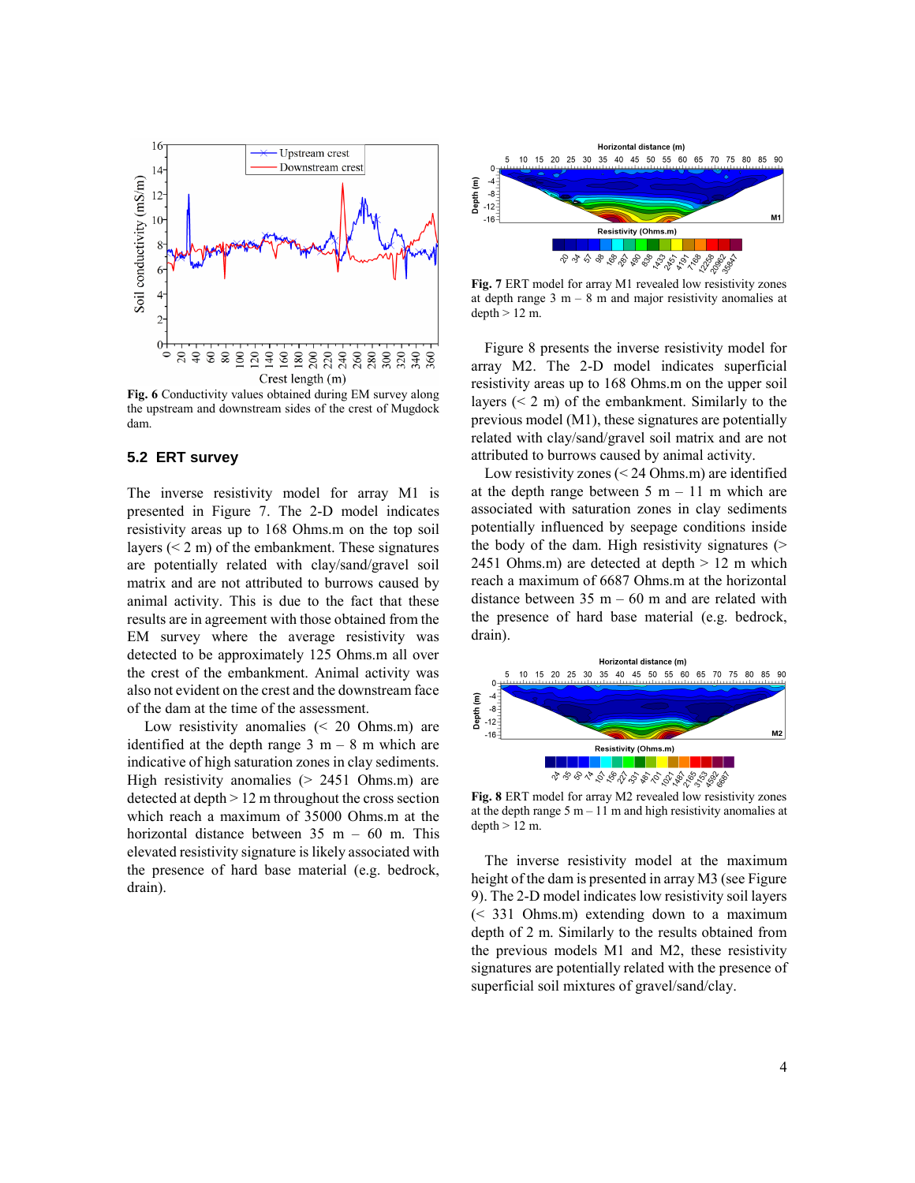**Fig. 6** Conductivity values obtained during EM survey along the upstream and downstream sides of the crest of Mugdock dam.

## 5.2 ERT survey

The inverse resistivity model for array M1 is presented in Figure 7. The 2-D model indicates resistivity areas up to 168 Ohms.m on the top soil layers (< 2 m) of the embankment. These signatures are potentially related with clay/sand/gravel soil matrix and are not attributed to burrows caused by animal activity. This is due to the fact that these results are in agreement with those obtained from the EM survey where the average resistivity was detected to be approximately 125 Ohms.m all over the crest of the embankment. Animal activity was also not evident on the crest and the downstream face of the dam at the time of the assessment.

Low resistivity anomalies (< 20 Ohms.m) are identified at the depth range 3 m – 8 m which are indicative of high saturation zones in clay sediments. High resistivity anomalies (> 2451 Ohms.m) are detected at depth > 12 m throughout the cross section which reach a maximum of 35000 Ohms.m at the horizontal distance between 35 m – 60 m. This elevated resistivity signature is likely associated with the presence of hard base material (e.g. bedrock, drain).

**Fig. 7** ERT model for array M1 revealed low resistivity zones at depth range 3 m – 8 m and major resistivity anomalies at depth > 12 m.

Figure 8 presents the inverse resistivity model for array M2. The 2-D model indicates superficial resistivity areas up to 168 Ohms.m on the upper soil layers (< 2 m) of the embankment. Similarly to the previous model (M1), these signatures are potentially related with clay/sand/gravel soil matrix and are not attributed to burrows caused by animal activity.

Low resistivity zones (< 24 Ohms.m) are identified at the depth range between 5 m – 11 m which are associated with saturation zones in clay sediments potentially influenced by seepage conditions inside the body of the dam. High resistivity signatures (> 2451 Ohms.m) are detected at depth > 12 m which reach a maximum of 6687 Ohms.m at the horizontal distance between 35 m – 60 m and are related with the presence of hard base material (e.g. bedrock, drain).

**Fig. 8** ERT model for array M2 revealed low resistivity zones at the depth range 5 m – 11 m and high resistivity anomalies at depth > 12 m.

The inverse resistivity model at the maximum height of the dam is presented in array M3 (see Figure 9). The 2-D model indicates low resistivity soil layers (< 331 Ohms.m) extending down to a maximum depth of 2 m. Similarly to the results obtained from the previous models M1 and M2, these resistivity signatures are potentially related with the presence of superficial soil mixtures of gravel/sand/clay.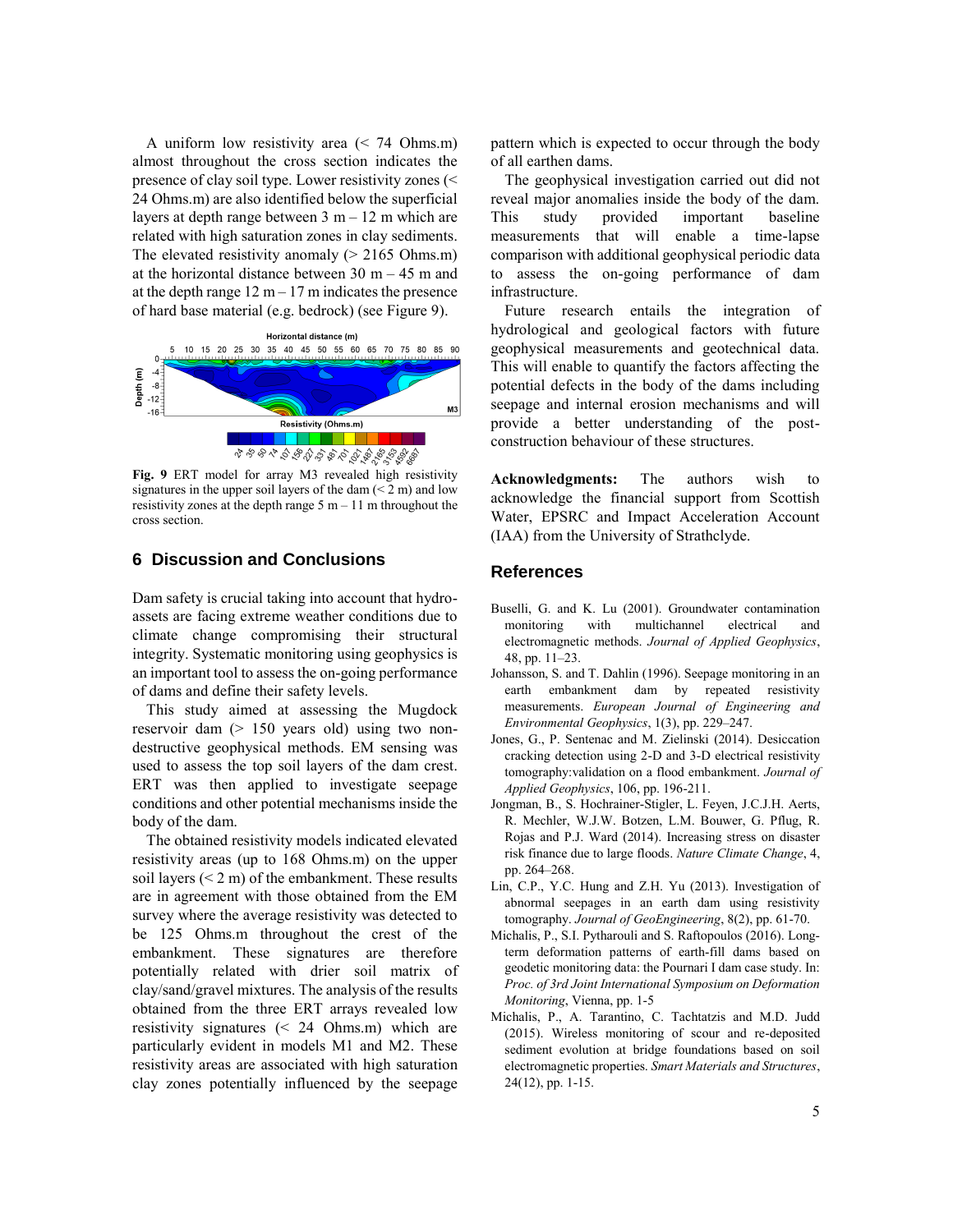A uniform low resistivity area (< 74 Ohms.m) almost throughout the cross section indicates the presence of clay soil type. Lower resistivity zones (< 24 Ohms.m) are also identified below the superficial layers at depth range between 3 m – 12 m which are related with high saturation zones in clay sediments. The elevated resistivity anomaly (> 2165 Ohms.m) at the horizontal distance between 30 m – 45 m and at the depth range 12 m – 17 m indicates the presence of hard base material (e.g. bedrock) (see Figure 9).

**Fig. 9** ERT model for array M3 revealed high resistivity signatures in the upper soil layers of the dam (< 2 m) and low resistivity zones at the depth range 5 m – 11 m throughout the cross section.

## 6 Discussion and Conclusions

Dam safety is crucial taking into account that hydro-assets are facing extreme weather conditions due to climate change compromising their structural integrity. Systematic monitoring using geophysics is an important tool to assess the on-going performance of dams and define their safety levels.

This study aimed at assessing the Mugdock reservoir dam (> 150 years old) using two non-destructive geophysical methods. EM sensing was used to assess the top soil layers of the dam crest. ERT was then applied to investigate seepage conditions and other potential mechanisms inside the body of the dam.

The obtained resistivity models indicated elevated resistivity areas (up to 168 Ohms.m) on the upper soil layers (< 2 m) of the embankment. These results are in agreement with those obtained from the EM survey where the average resistivity was detected to be 125 Ohms.m throughout the crest of the embankment. These signatures are therefore potentially related with drier soil matrix of clay/sand/gravel mixtures. The analysis of the results obtained from the three ERT arrays revealed low resistivity signatures (< 24 Ohms.m) which are particularly evident in models M1 and M2. These resistivity areas are associated with high saturation clay zones potentially influenced by the seepage pattern which is expected to occur through the body of all earthen dams.

The geophysical investigation carried out did not reveal major anomalies inside the body of the dam. This study provided important baseline measurements that will enable a time-lapse comparison with additional geophysical periodic data to assess the on-going performance of dam infrastructure.

Future research entails the integration of hydrological and geological factors with future geophysical measurements and geotechnical data. This will enable to quantify the factors affecting the potential defects in the body of the dams including seepage and internal erosion mechanisms and will provide a better understanding of the post-construction behaviour of these structures.

**Acknowledgments:** The authors wish to acknowledge the financial support from Scottish Water, EPSRC and Impact Acceleration Account (IAA) from the University of Strathclyde.

## References

Buselli, G. and K. Lu (2001). Groundwater contamination monitoring with multichannel electrical and electromagnetic methods. *Journal of Applied Geophysics*, 48, pp. 11–23.

Johansson, S. and T. Dahlin (1996). Seepage monitoring in an earth embankment dam by repeated resistivity measurements. *European Journal of Engineering and Environmental Geophysics*, 1(3), pp. 229–247.

Jones, G., P. Sentenac and M. Zielinski (2014). Desiccation cracking detection using 2-D and 3-D electrical resistivity tomography:validation on a flood embankment. *Journal of Applied Geophysics*, 106, pp. 196-211.

Jongman, B., S. Hochrainer-Stigler, L. Feyen, J.C.J.H. Aerts, R. Mechler, W.J.W. Botzen, L.M. Bouwer, G. Pflug, R. Rojas and P.J. Ward (2014). Increasing stress on disaster risk finance due to large floods. *Nature Climate Change*, 4, pp. 264–268.

Lin, C.P., Y.C. Hung and Z.H. Yu (2013). Investigation of abnormal seepages in an earth dam using resistivity tomography. *Journal of GeoEngineering*, 8(2), pp. 61-70.

Michalis, P., S.I. Pytharouli and S. Raftopoulos (2016). Long-term deformation patterns of earth-fill dams based on geodetic monitoring data: the Pournari I dam case study. In: *Proc. of 3rd Joint International Symposium on Deformation Monitoring*, Vienna, pp. 1-5

Michalis, P., A. Tarantino, C. Tachtatzis and M.D. Judd (2015). Wireless monitoring of scour and re-deposited sediment evolution at bridge foundations based on soil electromagnetic properties. *Smart Materials and Structures*, 24(12), pp. 1-15.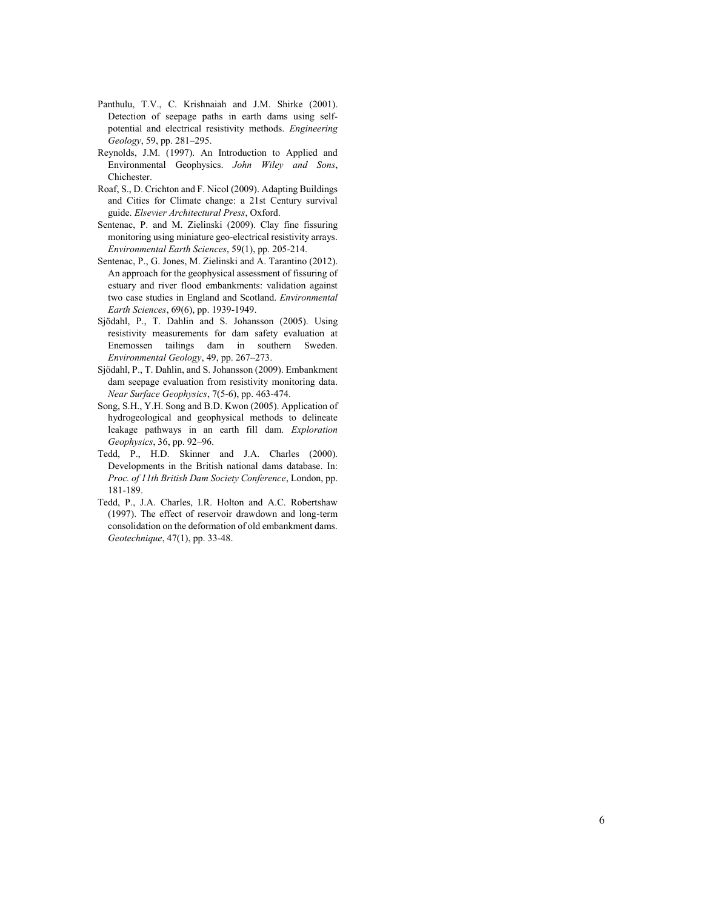Panthulu, T.V., C. Krishnaiah and J.M. Shirke (2001). Detection of seepage paths in earth dams using self-potential and electrical resistivity methods. *Engineering Geology*, 59, pp. 281–295.

Reynolds, J.M. (1997). An Introduction to Applied and Environmental Geophysics. *John Wiley and Sons*, Chichester.

Roaf, S., D. Crichton and F. Nicol (2009). Adapting Buildings and Cities for Climate change: a 21st Century survival guide. *Elsevier Architectural Press*, Oxford.

Sentenac, P. and M. Zielinski (2009). Clay fine fissuring monitoring using miniature geo-electrical resistivity arrays. *Environmental Earth Sciences*, 59(1), pp. 205-214.

Sentenac, P., G. Jones, M. Zielinski and A. Tarantino (2012). An approach for the geophysical assessment of fissuring of estuary and river flood embankments: validation against two case studies in England and Scotland. *Environmental Earth Sciences*, 69(6), pp. 1939-1949.

Sjödahl, P., T. Dahlin and S. Johansson (2005). Using resistivity measurements for dam safety evaluation at Enemossen tailings dam in southern Sweden. *Environmental Geology*, 49, pp. 267–273.

Sjödahl, P., T. Dahlin, and S. Johansson (2009). Embankment dam seepage evaluation from resistivity monitoring data. *Near Surface Geophysics*, 7(5-6), pp. 463-474.

Song, S.H., Y.H. Song and B.D. Kwon (2005). Application of hydrogeological and geophysical methods to delineate leakage pathways in an earth fill dam. *Exploration Geophysics*, 36, pp. 92–96.

Tedd, P., H.D. Skinner and J.A. Charles (2000). Developments in the British national dams database. In: *Proc. of 11th British Dam Society Conference*, London, pp. 181-189.

Tedd, P., J.A. Charles, I.R. Holton and A.C. Robertshaw (1997). The effect of reservoir drawdown and long-term consolidation on the deformation of old embankment dams. *Geotechnique*, 47(1), pp. 33-48.